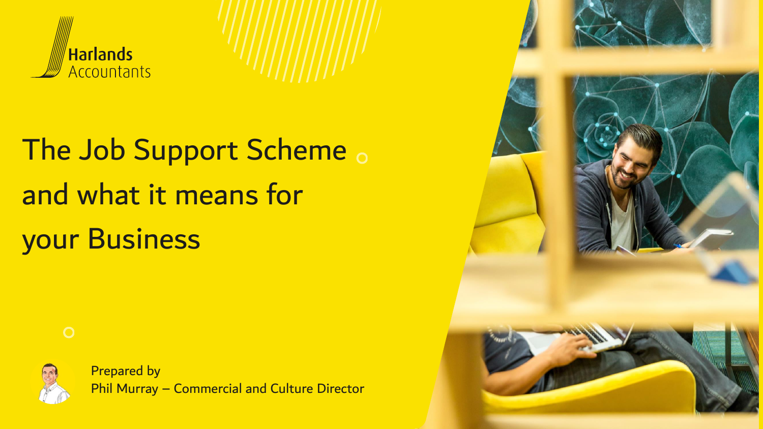Harlands Accountants

# The Job Support Scheme and what it means for your Business

Prepared by
Phil Murray – Commercial and Culture Director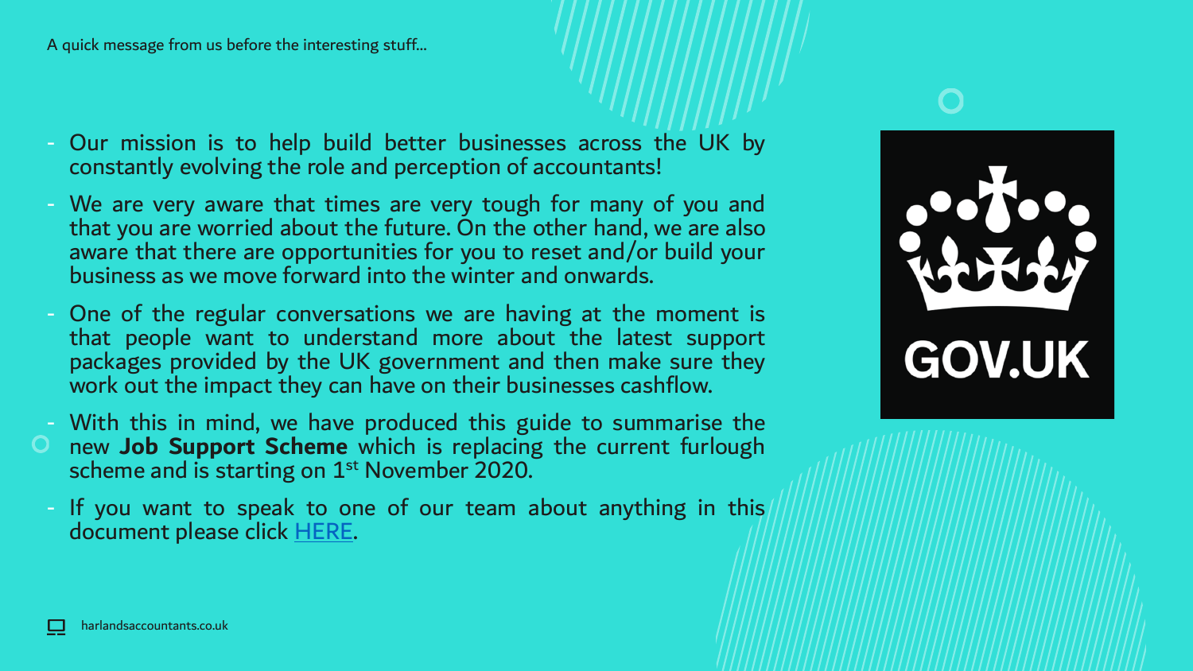A quick message from us before the interesting stuff...

- Our mission is to help build better businesses across the UK by constantly evolving the role and perception of accountants!
- We are very aware that times are very tough for many of you and that you are worried about the future. On the other hand, we are also aware that there are opportunities for you to reset and/or build your business as we move forward into the winter and onwards.
- One of the regular conversations we are having at the moment is that people want to understand more about the latest support packages provided by the UK government and then make sure they work out the impact they can have on their businesses cashflow.
- With this in mind, we have produced this guide to summarise the new **Job Support Scheme** which is replacing the current furlough scheme and is starting on 1st November 2020.
- If you want to speak to one of our team about anything in this document please click HERE.

GOV.UK

harlandsaccountants.co.uk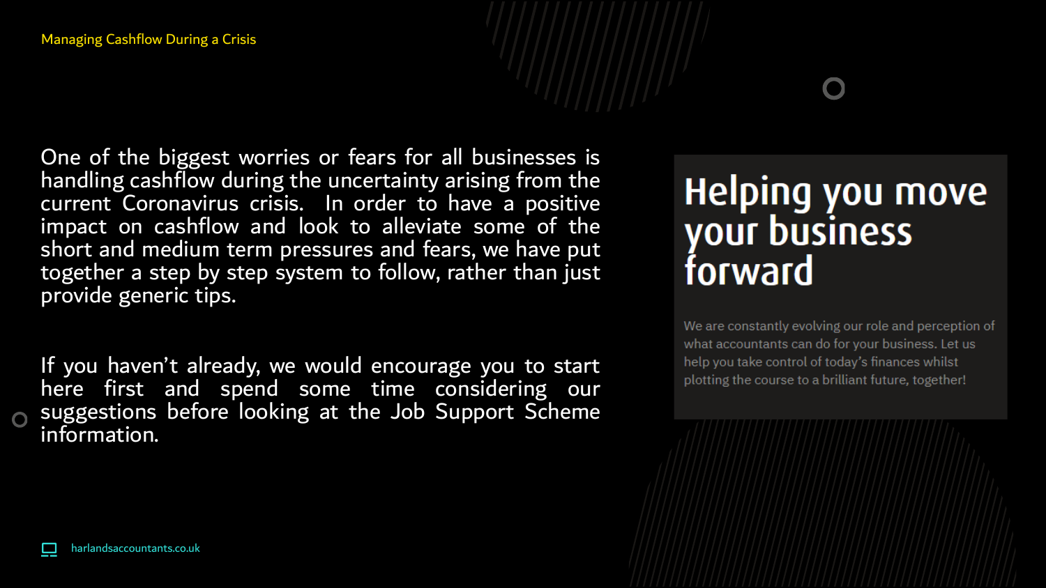One of the biggest worries or fears for all businesses is handling cashflow during the uncertainty arising from the current Coronavirus crisis. In order to have a positive impact on cashflow and look to alleviate some of the short and medium term pressures and fears, we have put together a step by step system to follow, rather than just provide generic tips.

If you haven't already, we would encourage you to start here first and spend some time considering our suggestions before looking at the Job Support Scheme information.

## Helping you move your business forward

We are constantly evolving our role and perception of what accountants can do for your business. Let us help you take control of today's finances whilst plotting the course to a brilliant future, together!

harlandsaccountants.co.uk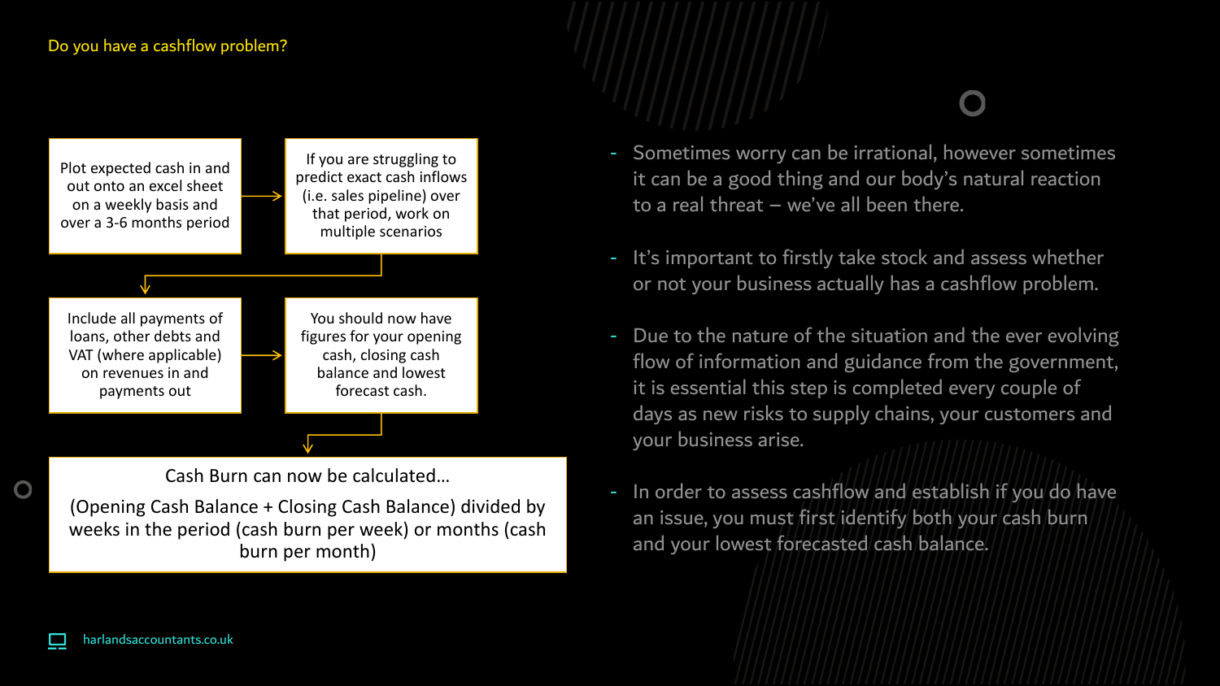## Do you have a cashflow problem?

Plot expected cash in and out onto an excel sheet on a weekly basis and over a 3-6 months period

→ If you are struggling to predict exact cash inflows (i.e. sales pipeline) over that period, work on multiple scenarios

→ Include all payments of loans, other debts and VAT (where applicable) on revenues in and payments out

→ You should now have figures for your opening cash, closing cash balance and lowest forecast cash.

→ Cash Burn can now be calculated…

(Opening Cash Balance + Closing Cash Balance) divided by weeks in the period (cash burn per week) or months (cash burn per month)

- Sometimes worry can be irrational, however sometimes it can be a good thing and our body's natural reaction to a real threat – we've all been there.
- It's important to firstly take stock and assess whether or not your business actually has a cashflow problem.
- Due to the nature of the situation and the ever evolving flow of information and guidance from the government, it is essential this step is completed every couple of days as new risks to supply chains, your customers and your business arise.
- In order to assess cashflow and establish if you do have an issue, you must first identify both your cash burn and your lowest forecasted cash balance.

harlandsaccountants.co.uk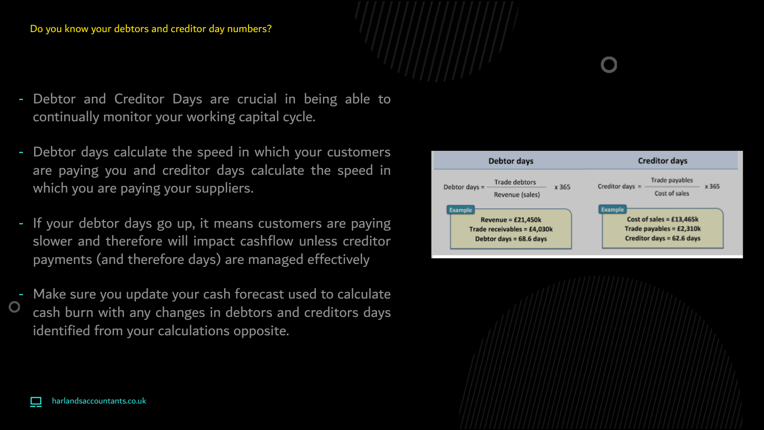## Do you know your debtors and creditor day numbers?

- Debtor and Creditor Days are crucial in being able to continually monitor your working capital cycle.
- Debtor days calculate the speed in which your customers are paying you and creditor days calculate the speed in which you are paying your suppliers.
- If your debtor days go up, it means customers are paying slower and therefore will impact cashflow unless creditor payments (and therefore days) are managed effectively
- Make sure you update your cash forecast used to calculate cash burn with any changes in debtors and creditors days identified from your calculations opposite.

| Debtor days | Creditor days |
| --- | --- |
| $\text{Debtor days} = \frac{\text{Trade debtors}}{\text{Revenue (sales)}} \times 365$ | $\text{Creditor days} = \frac{\text{Trade payables}}{\text{Cost of sales}} \times 365$ |
| **Example**<br>**Revenue = £21,450k**<br>**Trade receivables = £4,030k**<br>**Debtor days = 68.6 days** | **Example**<br>**Cost of sales = £13,465k**<br>**Trade payables = £2,310k**<br>**Creditor days = 62.6 days** |

harlandsaccountants.co.uk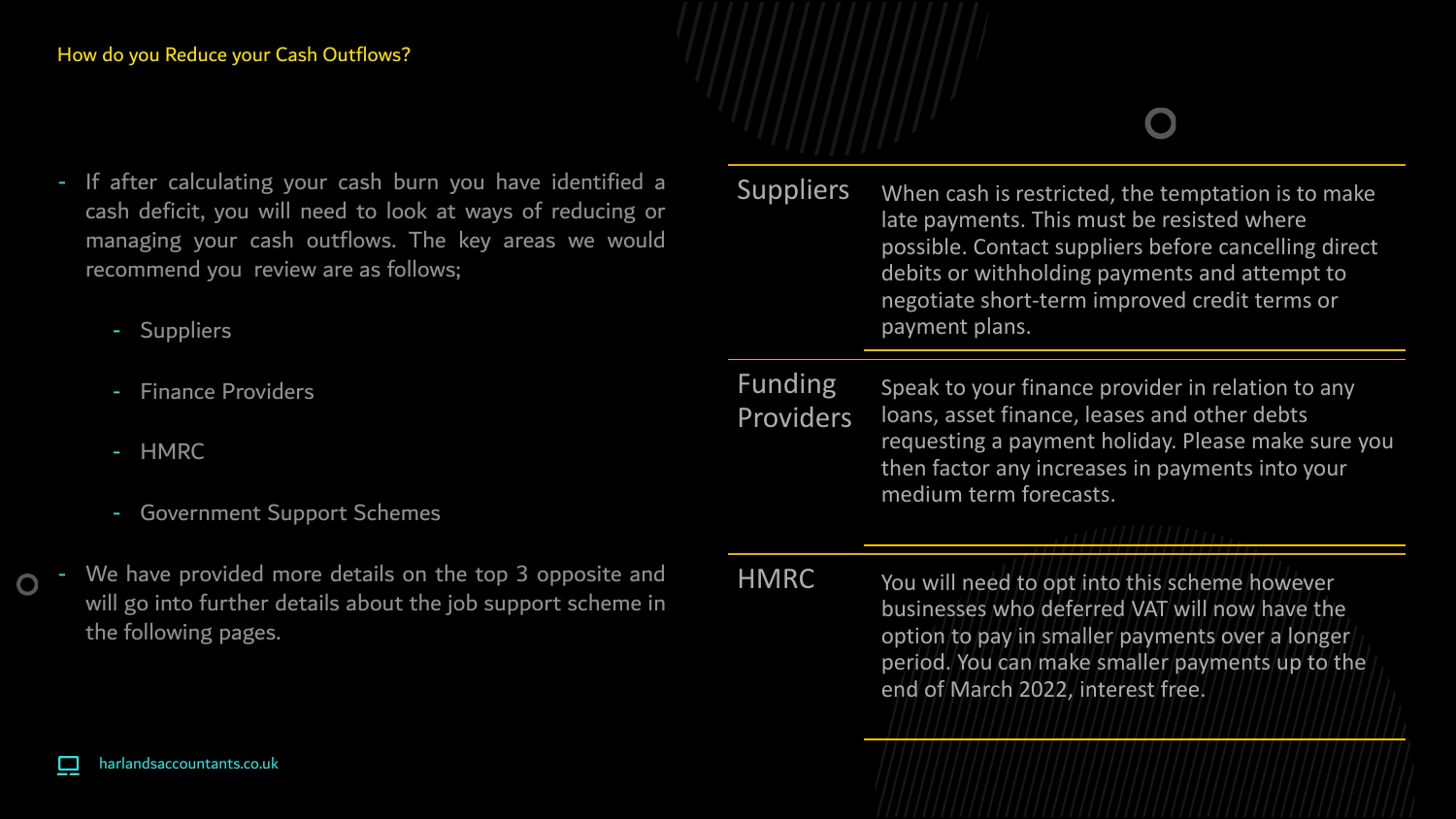## How do you Reduce your Cash Outflows?

- If after calculating your cash burn you have identified a cash deficit, you will need to look at ways of reducing or managing your cash outflows. The key areas we would recommend you review are as follows;
  - Suppliers
  - Finance Providers
  - HMRC
  - Government Support Schemes
- We have provided more details on the top 3 opposite and will go into further details about the job support scheme in the following pages.

| | |
|---|---|
| Suppliers | When cash is restricted, the temptation is to make late payments. This must be resisted where possible. Contact suppliers before cancelling direct debits or withholding payments and attempt to negotiate short-term improved credit terms or payment plans. |
| Funding Providers | Speak to your finance provider in relation to any loans, asset finance, leases and other debts requesting a payment holiday. Please make sure you then factor any increases in payments into your medium term forecasts. |
| HMRC | You will need to opt into this scheme however businesses who deferred VAT will now have the option to pay in smaller payments over a longer period. You can make smaller payments up to the end of March 2022, interest free. |

harlandsaccountants.co.uk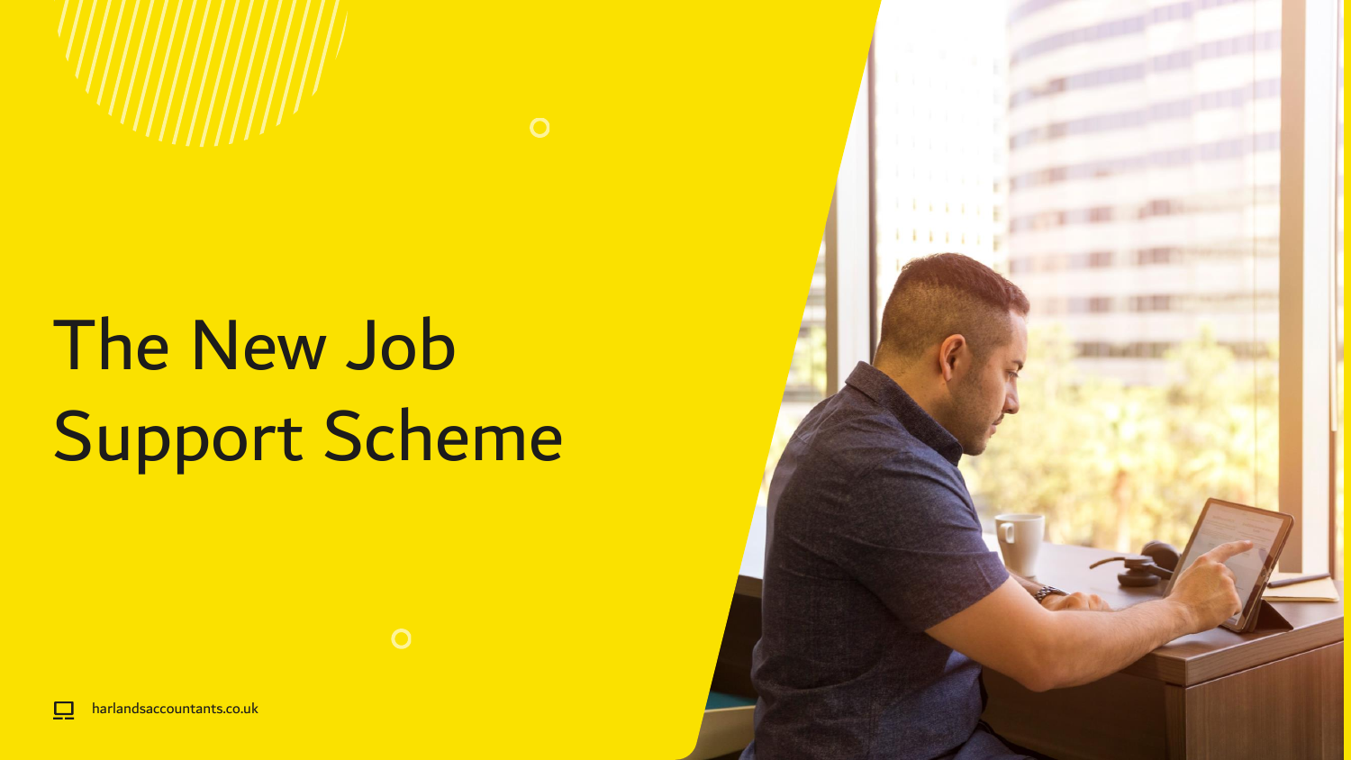# The New Job Support Scheme

harlandsaccountants.co.uk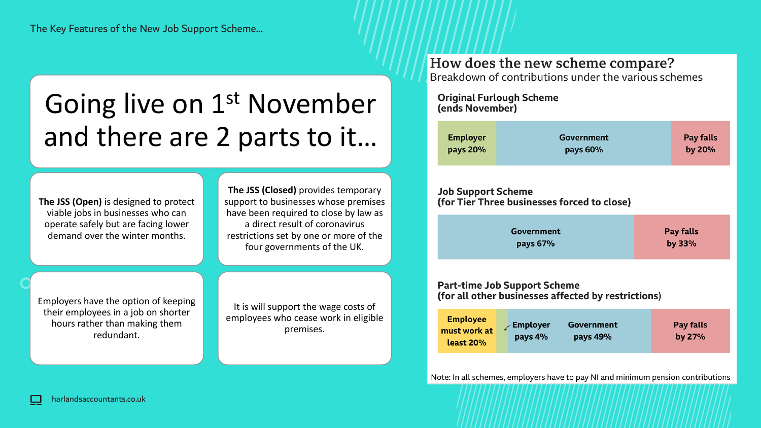The Key Features of the New Job Support Scheme...

# Going live on 1st November and there are 2 parts to it...

**The JSS (Open)** is designed to protect viable jobs in businesses who can operate safely but are facing lower demand over the winter months.

**The JSS (Closed)** provides temporary support to businesses whose premises have been required to close by law as a direct result of coronavirus restrictions set by one or more of the four governments of the UK.

Employers have the option of keeping their employees in a job on shorter hours rather than making them redundant.

It is will support the wage costs of employees who cease work in eligible premises.

## How does the new scheme compare?

Breakdown of contributions under the various schemes

**Original Furlough Scheme (ends November)**

| Employer pays 20% | Government pays 60% | Pay falls by 20% |
|---|---|---|

**Job Support Scheme (for Tier Three businesses forced to close)**

| Government pays 67% | Pay falls by 33% |
|---|---|

**Part-time Job Support Scheme (for all other businesses affected by restrictions)**

| Employee must work at least 20% | Employer pays 4% | Government pays 49% | Pay falls by 27% |
|---|---|---|---|

Note: In all schemes, employers have to pay NI and minimum pension contributions

harlandsaccountants.co.uk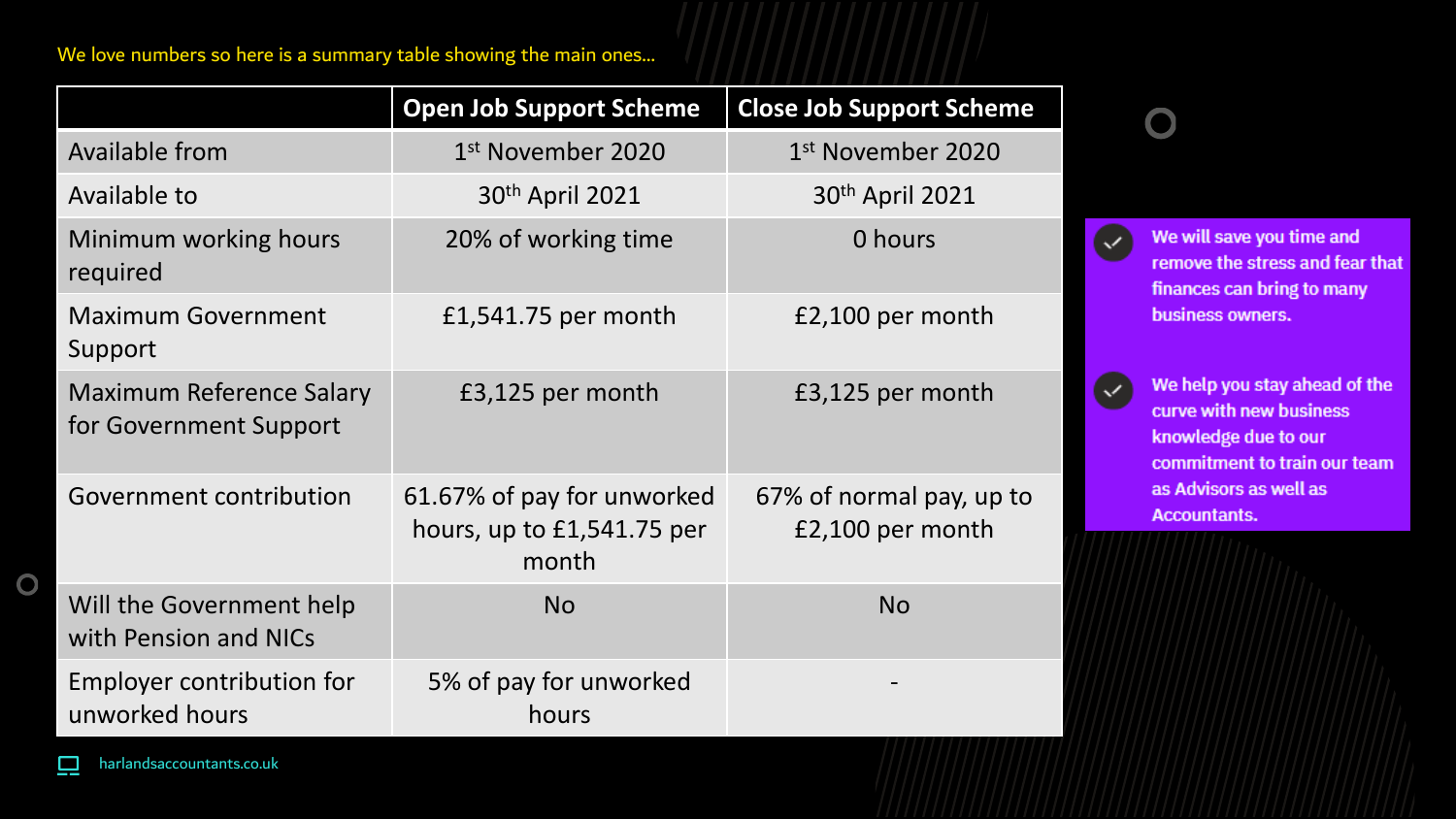We love numbers so here is a summary table showing the main ones...

| | Open Job Support Scheme | Close Job Support Scheme |
|---|---|---|
| Available from | 1st November 2020 | 1st November 2020 |
| Available to | 30th April 2021 | 30th April 2021 |
| Minimum working hours required | 20% of working time | 0 hours |
| Maximum Government Support | £1,541.75 per month | £2,100 per month |
| Maximum Reference Salary for Government Support | £3,125 per month | £3,125 per month |
| Government contribution | 61.67% of pay for unworked hours, up to £1,541.75 per month | 67% of normal pay, up to £2,100 per month |
| Will the Government help with Pension and NICs | No | No |
| Employer contribution for unworked hours | 5% of pay for unworked hours | - |

- We will save you time and remove the stress and fear that finances can bring to many business owners.
- We help you stay ahead of the curve with new business knowledge due to our commitment to train our team as Advisors as well as Accountants.

harlandsaccountants.co.uk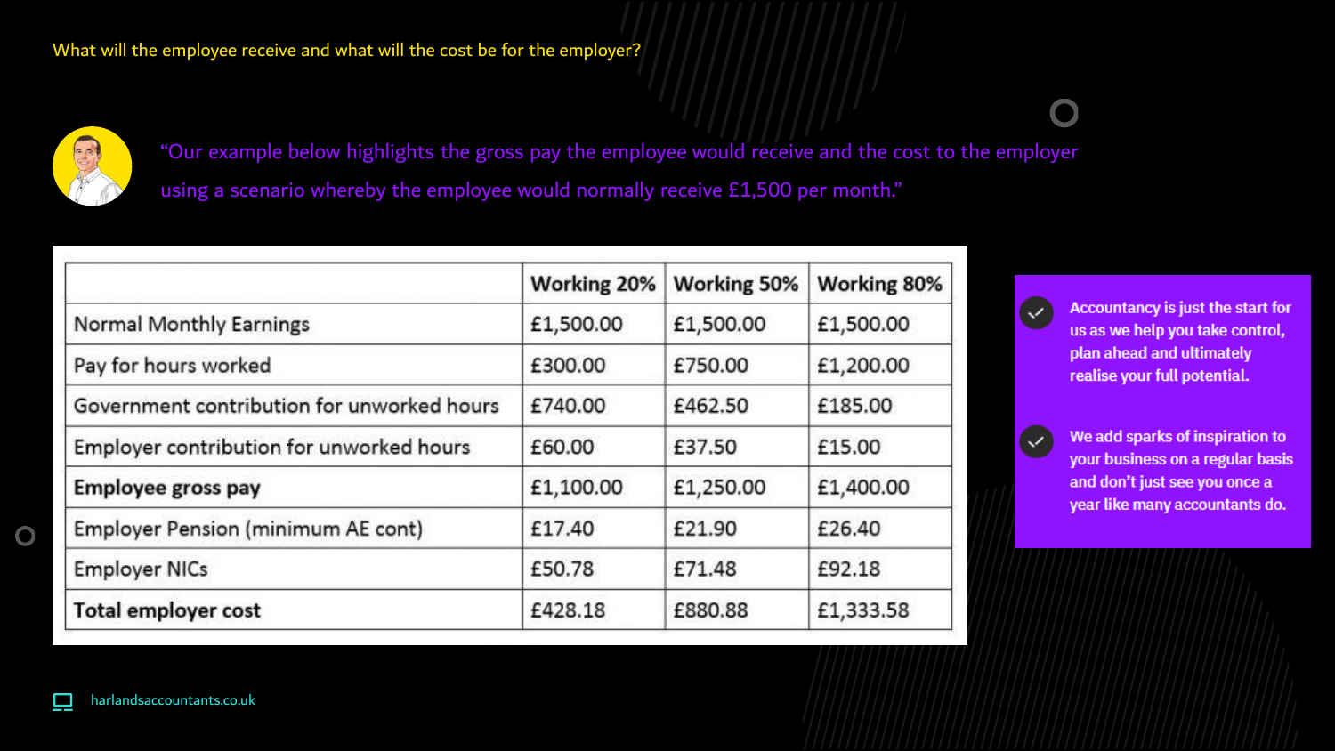What will the employee receive and what will the cost be for the employer?

"Our example below highlights the gross pay the employee would receive and the cost to the employer using a scenario whereby the employee would normally receive £1,500 per month."

| | Working 20% | Working 50% | Working 80% |
|---|---|---|---|
| Normal Monthly Earnings | £1,500.00 | £1,500.00 | £1,500.00 |
| Pay for hours worked | £300.00 | £750.00 | £1,200.00 |
| Government contribution for unworked hours | £740.00 | £462.50 | £185.00 |
| Employer contribution for unworked hours | £60.00 | £37.50 | £15.00 |
| **Employee gross pay** | £1,100.00 | £1,250.00 | £1,400.00 |
| Employer Pension (minimum AE cont) | £17.40 | £21.90 | £26.40 |
| Employer NICs | £50.78 | £71.48 | £92.18 |
| **Total employer cost** | £428.18 | £880.88 | £1,333.58 |

- Accountancy is just the start for us as we help you take control, plan ahead and ultimately realise your full potential.
- We add sparks of inspiration to your business on a regular basis and don't just see you once a year like many accountants do.

harlandsaccountants.co.uk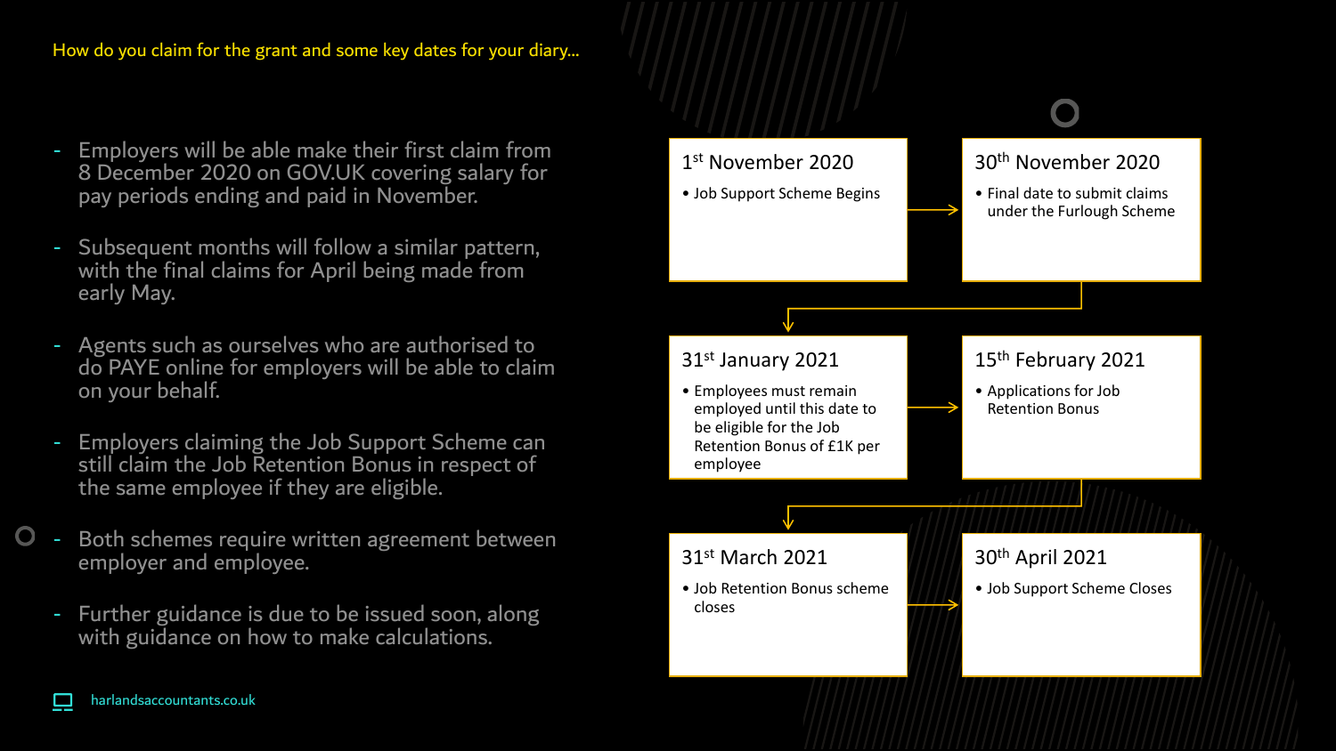## How do you claim for the grant and some key dates for your diary...

- Employers will be able make their first claim from 8 December 2020 on GOV.UK covering salary for pay periods ending and paid in November.
- Subsequent months will follow a similar pattern, with the final claims for April being made from early May.
- Agents such as ourselves who are authorised to do PAYE online for employers will be able to claim on your behalf.
- Employers claiming the Job Support Scheme can still claim the Job Retention Bonus in respect of the same employee if they are eligible.
- Both schemes require written agreement between employer and employee.
- Further guidance is due to be issued soon, along with guidance on how to make calculations.

**1st November 2020**
- Job Support Scheme Begins

**30th November 2020**
- Final date to submit claims under the Furlough Scheme

**31st January 2021**
- Employees must remain employed until this date to be eligible for the Job Retention Bonus of £1K per employee

**15th February 2021**
- Applications for Job Retention Bonus

**31st March 2021**
- Job Retention Bonus scheme closes

**30th April 2021**
- Job Support Scheme Closes

harlandsaccountants.co.uk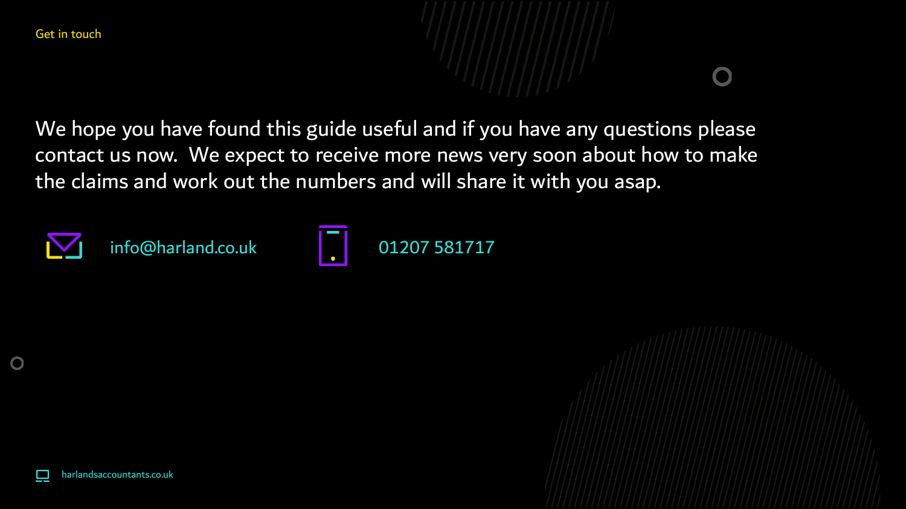## Get in touch

We hope you have found this guide useful and if you have any questions please contact us now. We expect to receive more news very soon about how to make the claims and work out the numbers and will share it with you asap.

info@harland.co.uk

01207 581717

harlandsaccountants.co.uk